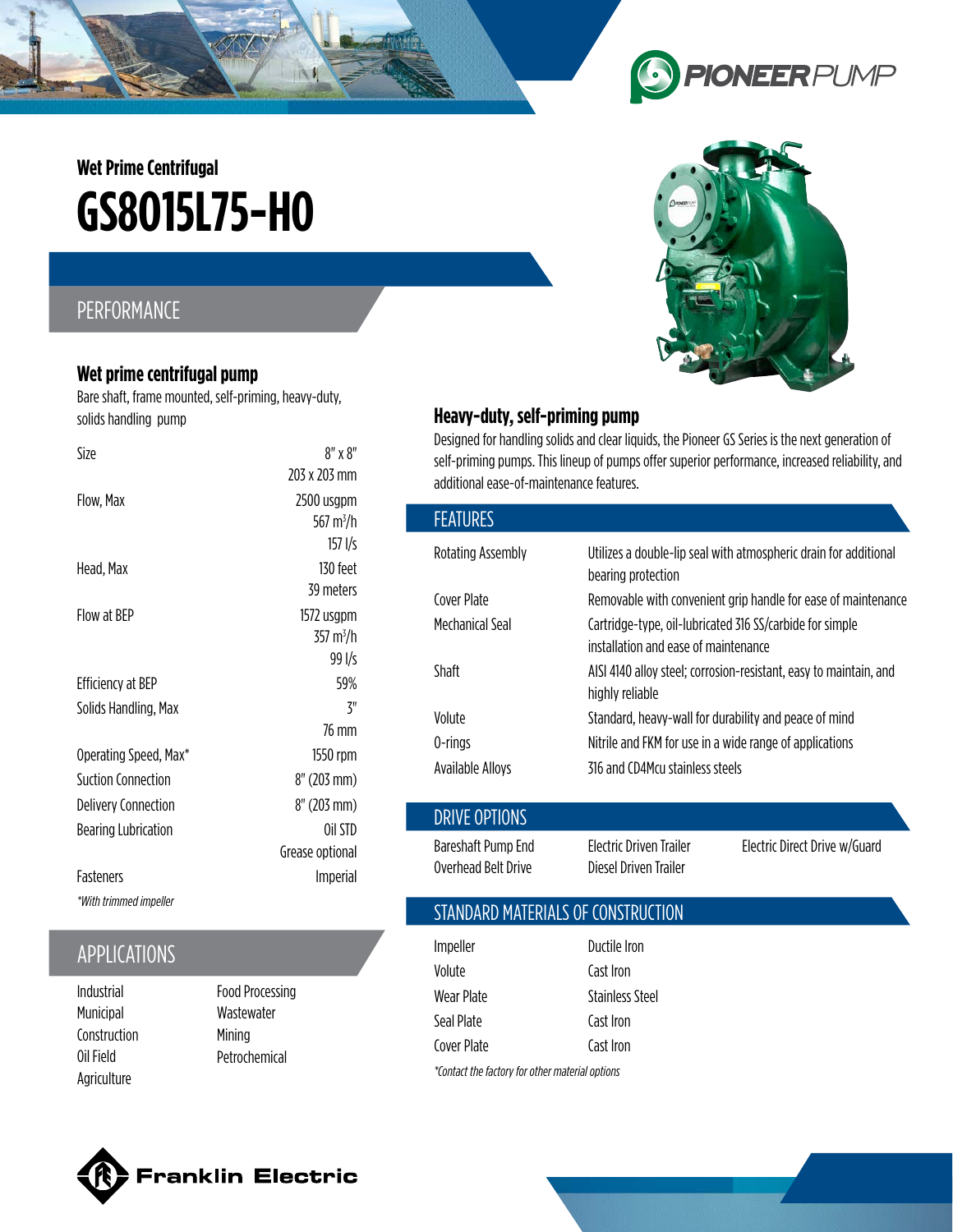PIONEER PUMP

Wet Prime Centrifugal

# GS8015L75-HO

## PERFORMANCE

### Wet prime centrifugal pump

Bare shaft, frame mounted, self-priming, heavy-duty, solids handling pump

| | |
|---|---|
| Size | 8" x 8"<br>203 x 203 mm |
| Flow, Max | 2500 usgpm<br>567 $m^3/h$<br>157 l/s |
| Head, Max | 130 feet<br>39 meters |
| Flow at BEP | 1572 usgpm<br>357 $m^3/h$<br>99 l/s |
| Efficiency at BEP | 59% |
| Solids Handling, Max | 3"<br>76 mm |
| Operating Speed, Max* | 1550 rpm |
| Suction Connection | 8" (203 mm) |
| Delivery Connection | 8" (203 mm) |
| Bearing Lubrication | Oil STD<br>Grease optional |
| Fasteners | Imperial |

*With trimmed impeller*

## APPLICATIONS

- Industrial
- Municipal
- Construction
- Oil Field
- Agriculture
- Food Processing
- Wastewater
- Mining
- Petrochemical

### Heavy-duty, self-priming pump

Designed for handling solids and clear liquids, the Pioneer GS Series is the next generation of self-priming pumps. This lineup of pumps offer superior performance, increased reliability, and additional ease-of-maintenance features.

## FEATURES

| | |
|---|---|
| Rotating Assembly | Utilizes a double-lip seal with atmospheric drain for additional bearing protection |
| Cover Plate | Removable with convenient grip handle for ease of maintenance |
| Mechanical Seal | Cartridge-type, oil-lubricated 316 SS/carbide for simple installation and ease of maintenance |
| Shaft | AISI 4140 alloy steel; corrosion-resistant, easy to maintain, and highly reliable |
| Volute | Standard, heavy-wall for durability and peace of mind |
| O-rings | Nitrile and FKM for use in a wide range of applications |
| Available Alloys | 316 and CD4Mcu stainless steels |

## DRIVE OPTIONS

- Bareshaft Pump End
- Overhead Belt Drive
- Electric Driven Trailer
- Diesel Driven Trailer
- Electric Direct Drive w/Guard

## STANDARD MATERIALS OF CONSTRUCTION

| | |
|---|---|
| Impeller | Ductile Iron |
| Volute | Cast Iron |
| Wear Plate | Stainless Steel |
| Seal Plate | Cast Iron |
| Cover Plate | Cast Iron |

*Contact the factory for other material options*

Franklin Electric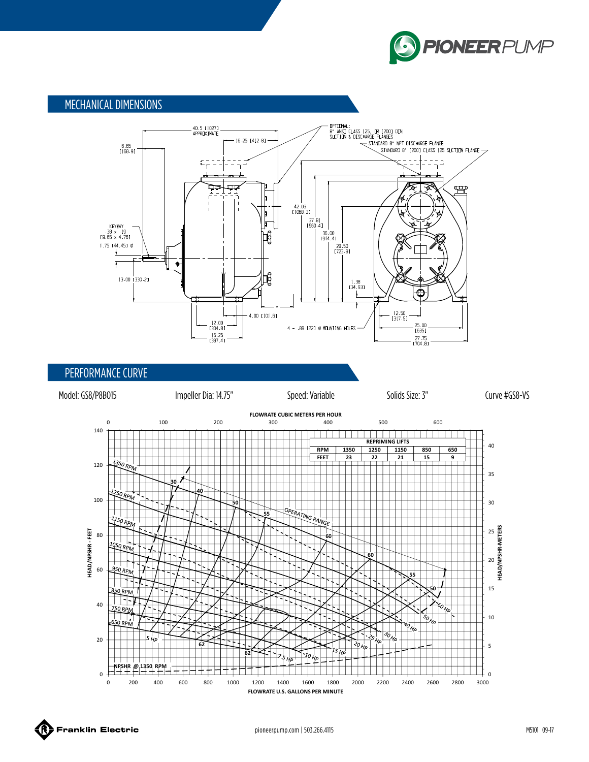## MECHANICAL DIMENSIONS

40.5 [1027] APPROXIMATE

16.25 [412.8]

6.65 [168.9]

OPTIONAL: 8" ANSI CLASS 125, OR [200] DIN SUCTION & DISCHARGE FLANGES

STANDARD 8" NPT DISCHARGE FLANGE

STANDARD 8" [200] CLASS 125 SUCTION FLANGE

KEYWAY .38 x .19 [9.65 x 4.76]

1.75 [44.45] Ø

13.00 [330.2]

42.06 [1068.3]

37.81 [960.4]

36.00 [914.4]

28.50 [723.9]

1.38 [34.93]

4.00 [101.6]

12.00 [304.8]

15.25 [387.4]

4 - .88 [22] Ø MOUNTING HOLES

12.50 [317.5]

25.00 [635]

27.75 [704.8]

## PERFORMANCE CURVE

Model: GS8/P8B015 | Impeller Dia: 14.75" | Speed: Variable | Solids Size: 3" | Curve #GS8-VS

| REPRIMING LIFTS | | | | | |
|---|---|---|---|---|---|
| RPM | 1350 | 1250 | 1150 | 850 | 650 |
| FEET | 23 | 22 | 21 | 15 | 9 |

FLOWRATE CUBIC METERS PER HOUR

0 100 200 300 400 500 600

HEAD/NPSHR - FEET

0 20 40 60 80 100 120 140

HEAD/NPSHR-METERS

0 5 10 15 20 25 30 35 40

1350 RPM
1250 RPM
1150 RPM
1050 RPM
950 RPM
850 RPM
750 RPM
650 RPM

30 40 50 55 60 60 55 50 62 62

OPERATING RANGE

5 HP
7.5 HP
10 HP
15 HP
20 HP
25 HP
30 HP
40 HP
50 HP
60 HP

NPSHR @ 1350 RPM

0 200 400 600 800 1000 1200 1400 1600 1800 2000 2200 2400 2600 2800 3000

FLOWRATE U.S. GALLONS PER MINUTE

pioneerpump.com | 503.266.4115

M5101 09-17